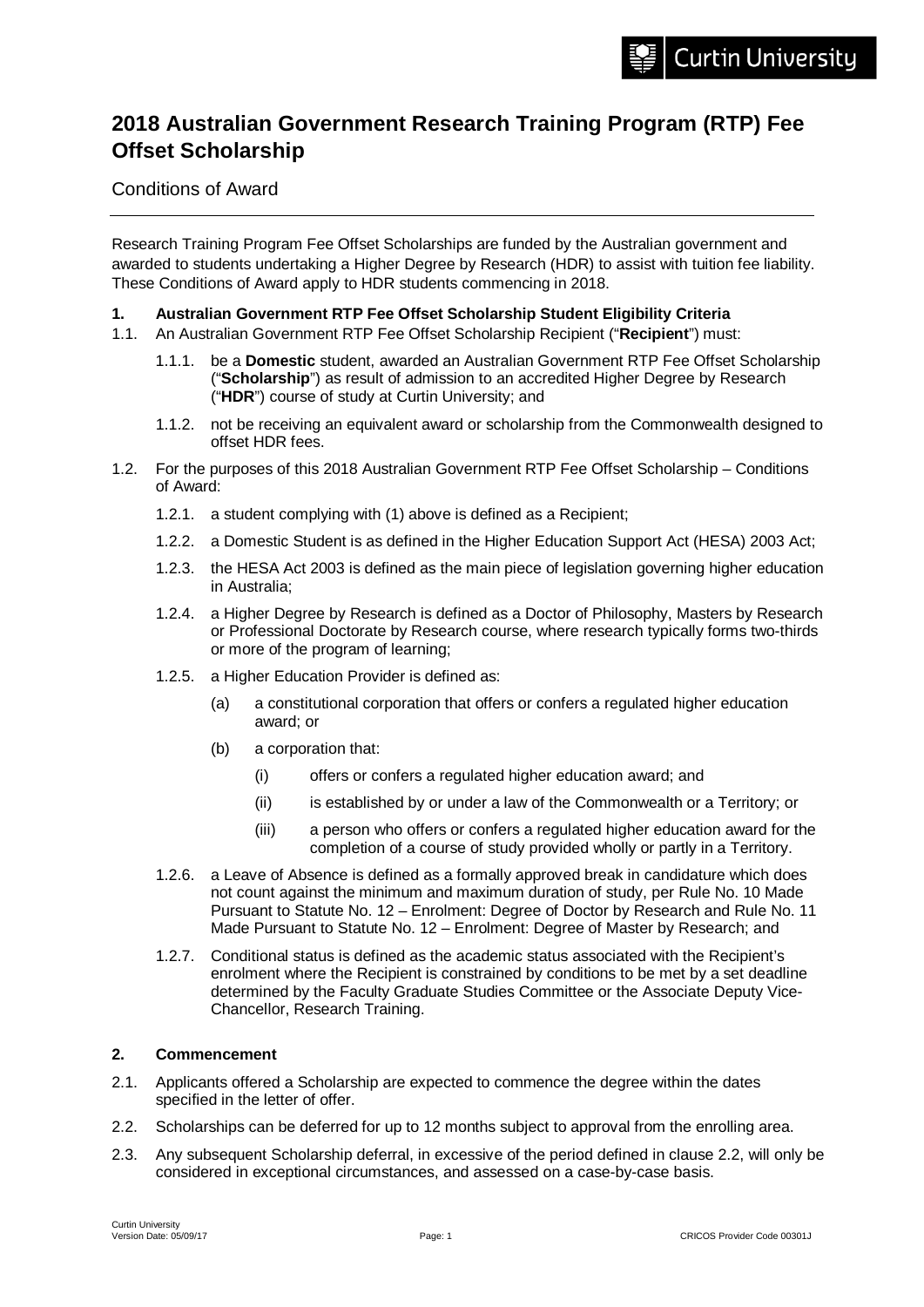# 2018 Australian Government Research Training Program (RTP) Fee Offset Scholarship

Conditions of Award

---

Research Training Program Fee Offset Scholarships are funded by the Australian government and awarded to students undertaking a Higher Degree by Research (HDR) to assist with tuition fee liability. These Conditions of Award apply to HDR students commencing in 2018.

**1. Australian Government RTP Fee Offset Scholarship Student Eligibility Criteria**

1.1. An Australian Government RTP Fee Offset Scholarship Recipient ("**Recipient**") must:

1.1.1. be a **Domestic** student, awarded an Australian Government RTP Fee Offset Scholarship ("**Scholarship**") as result of admission to an accredited Higher Degree by Research ("**HDR**") course of study at Curtin University; and

1.1.2. not be receiving an equivalent award or scholarship from the Commonwealth designed to offset HDR fees.

1.2. For the purposes of this 2018 Australian Government RTP Fee Offset Scholarship – Conditions of Award:

1.2.1. a student complying with (1) above is defined as a Recipient;

1.2.2. a Domestic Student is as defined in the Higher Education Support Act (HESA) 2003 Act;

1.2.3. the HESA Act 2003 is defined as the main piece of legislation governing higher education in Australia;

1.2.4. a Higher Degree by Research is defined as a Doctor of Philosophy, Masters by Research or Professional Doctorate by Research course, where research typically forms two-thirds or more of the program of learning;

1.2.5. a Higher Education Provider is defined as:

(a) a constitutional corporation that offers or confers a regulated higher education award; or

(b) a corporation that:

(i) offers or confers a regulated higher education award; and

(ii) is established by or under a law of the Commonwealth or a Territory; or

(iii) a person who offers or confers a regulated higher education award for the completion of a course of study provided wholly or partly in a Territory.

1.2.6. a Leave of Absence is defined as a formally approved break in candidature which does not count against the minimum and maximum duration of study, per Rule No. 10 Made Pursuant to Statute No. 12 – Enrolment: Degree of Doctor by Research and Rule No. 11 Made Pursuant to Statute No. 12 – Enrolment: Degree of Master by Research; and

1.2.7. Conditional status is defined as the academic status associated with the Recipient's enrolment where the Recipient is constrained by conditions to be met by a set deadline determined by the Faculty Graduate Studies Committee or the Associate Deputy Vice-Chancellor, Research Training.

**2. Commencement**

2.1. Applicants offered a Scholarship are expected to commence the degree within the dates specified in the letter of offer.

2.2. Scholarships can be deferred for up to 12 months subject to approval from the enrolling area.

2.3. Any subsequent Scholarship deferral, in excessive of the period defined in clause 2.2, will only be considered in exceptional circumstances, and assessed on a case-by-case basis.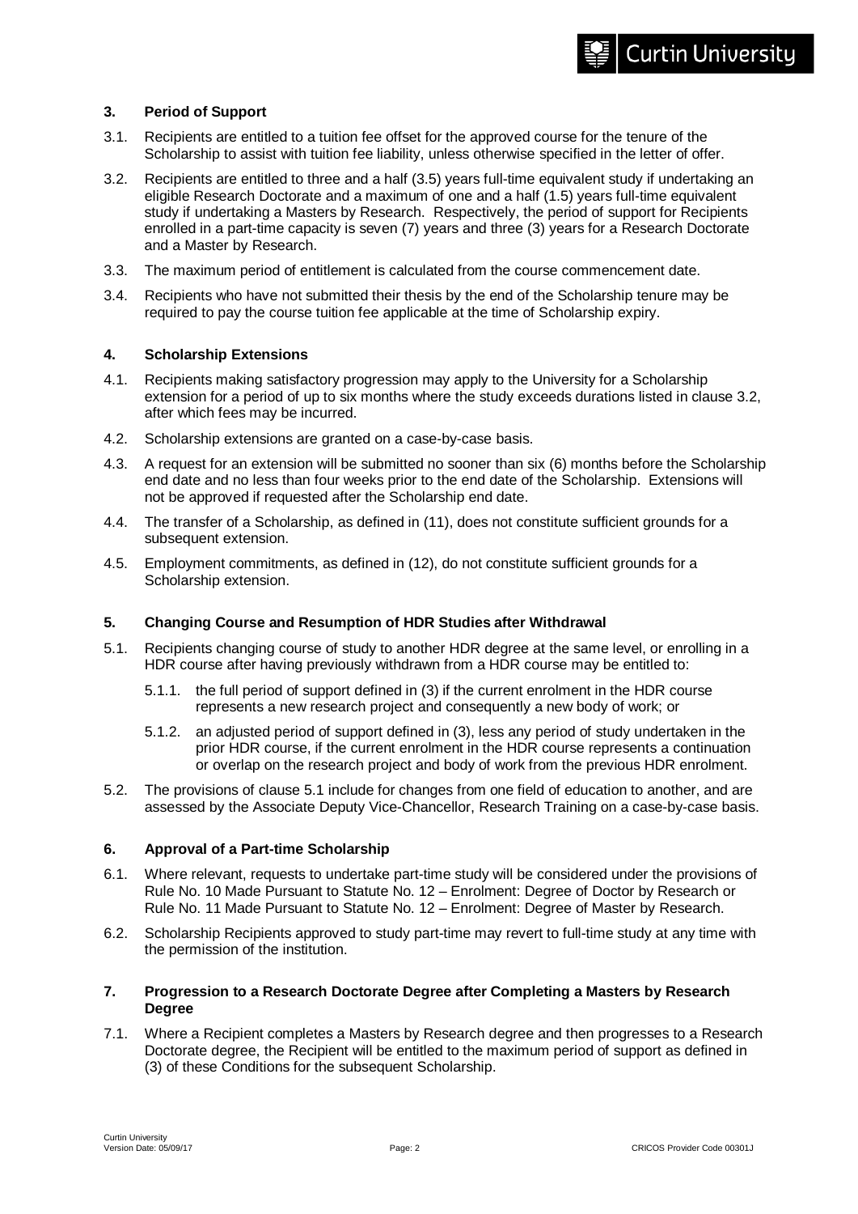## 3. Period of Support

3.1. Recipients are entitled to a tuition fee offset for the approved course for the tenure of the Scholarship to assist with tuition fee liability, unless otherwise specified in the letter of offer.

3.2. Recipients are entitled to three and a half (3.5) years full-time equivalent study if undertaking an eligible Research Doctorate and a maximum of one and a half (1.5) years full-time equivalent study if undertaking a Masters by Research. Respectively, the period of support for Recipients enrolled in a part-time capacity is seven (7) years and three (3) years for a Research Doctorate and a Master by Research.

3.3. The maximum period of entitlement is calculated from the course commencement date.

3.4. Recipients who have not submitted their thesis by the end of the Scholarship tenure may be required to pay the course tuition fee applicable at the time of Scholarship expiry.

## 4. Scholarship Extensions

4.1. Recipients making satisfactory progression may apply to the University for a Scholarship extension for a period of up to six months where the study exceeds durations listed in clause 3.2, after which fees may be incurred.

4.2. Scholarship extensions are granted on a case-by-case basis.

4.3. A request for an extension will be submitted no sooner than six (6) months before the Scholarship end date and no less than four weeks prior to the end date of the Scholarship. Extensions will not be approved if requested after the Scholarship end date.

4.4. The transfer of a Scholarship, as defined in (11), does not constitute sufficient grounds for a subsequent extension.

4.5. Employment commitments, as defined in (12), do not constitute sufficient grounds for a Scholarship extension.

## 5. Changing Course and Resumption of HDR Studies after Withdrawal

5.1. Recipients changing course of study to another HDR degree at the same level, or enrolling in a HDR course after having previously withdrawn from a HDR course may be entitled to:

5.1.1. the full period of support defined in (3) if the current enrolment in the HDR course represents a new research project and consequently a new body of work; or

5.1.2. an adjusted period of support defined in (3), less any period of study undertaken in the prior HDR course, if the current enrolment in the HDR course represents a continuation or overlap on the research project and body of work from the previous HDR enrolment.

5.2. The provisions of clause 5.1 include for changes from one field of education to another, and are assessed by the Associate Deputy Vice-Chancellor, Research Training on a case-by-case basis.

## 6. Approval of a Part-time Scholarship

6.1. Where relevant, requests to undertake part-time study will be considered under the provisions of Rule No. 10 Made Pursuant to Statute No. 12 – Enrolment: Degree of Doctor by Research or Rule No. 11 Made Pursuant to Statute No. 12 – Enrolment: Degree of Master by Research.

6.2. Scholarship Recipients approved to study part-time may revert to full-time study at any time with the permission of the institution.

## 7. Progression to a Research Doctorate Degree after Completing a Masters by Research Degree

7.1. Where a Recipient completes a Masters by Research degree and then progresses to a Research Doctorate degree, the Recipient will be entitled to the maximum period of support as defined in (3) of these Conditions for the subsequent Scholarship.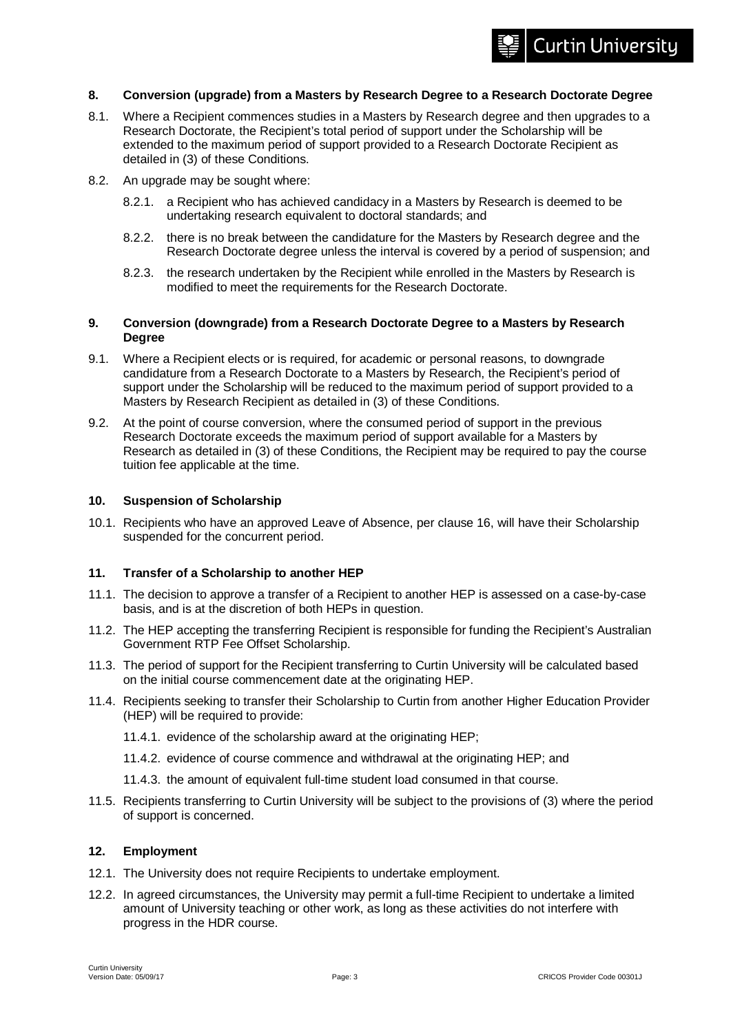## 8. Conversion (upgrade) from a Masters by Research Degree to a Research Doctorate Degree

8.1. Where a Recipient commences studies in a Masters by Research degree and then upgrades to a Research Doctorate, the Recipient's total period of support under the Scholarship will be extended to the maximum period of support provided to a Research Doctorate Recipient as detailed in (3) of these Conditions.

8.2. An upgrade may be sought where:

8.2.1. a Recipient who has achieved candidacy in a Masters by Research is deemed to be undertaking research equivalent to doctoral standards; and

8.2.2. there is no break between the candidature for the Masters by Research degree and the Research Doctorate degree unless the interval is covered by a period of suspension; and

8.2.3. the research undertaken by the Recipient while enrolled in the Masters by Research is modified to meet the requirements for the Research Doctorate.

## 9. Conversion (downgrade) from a Research Doctorate Degree to a Masters by Research Degree

9.1. Where a Recipient elects or is required, for academic or personal reasons, to downgrade candidature from a Research Doctorate to a Masters by Research, the Recipient's period of support under the Scholarship will be reduced to the maximum period of support provided to a Masters by Research Recipient as detailed in (3) of these Conditions.

9.2. At the point of course conversion, where the consumed period of support in the previous Research Doctorate exceeds the maximum period of support available for a Masters by Research as detailed in (3) of these Conditions, the Recipient may be required to pay the course tuition fee applicable at the time.

## 10. Suspension of Scholarship

10.1. Recipients who have an approved Leave of Absence, per clause 16, will have their Scholarship suspended for the concurrent period.

## 11. Transfer of a Scholarship to another HEP

11.1. The decision to approve a transfer of a Recipient to another HEP is assessed on a case-by-case basis, and is at the discretion of both HEPs in question.

11.2. The HEP accepting the transferring Recipient is responsible for funding the Recipient's Australian Government RTP Fee Offset Scholarship.

11.3. The period of support for the Recipient transferring to Curtin University will be calculated based on the initial course commencement date at the originating HEP.

11.4. Recipients seeking to transfer their Scholarship to Curtin from another Higher Education Provider (HEP) will be required to provide:

11.4.1. evidence of the scholarship award at the originating HEP;

11.4.2. evidence of course commence and withdrawal at the originating HEP; and

11.4.3. the amount of equivalent full-time student load consumed in that course.

11.5. Recipients transferring to Curtin University will be subject to the provisions of (3) where the period of support is concerned.

## 12. Employment

12.1. The University does not require Recipients to undertake employment.

12.2. In agreed circumstances, the University may permit a full-time Recipient to undertake a limited amount of University teaching or other work, as long as these activities do not interfere with progress in the HDR course.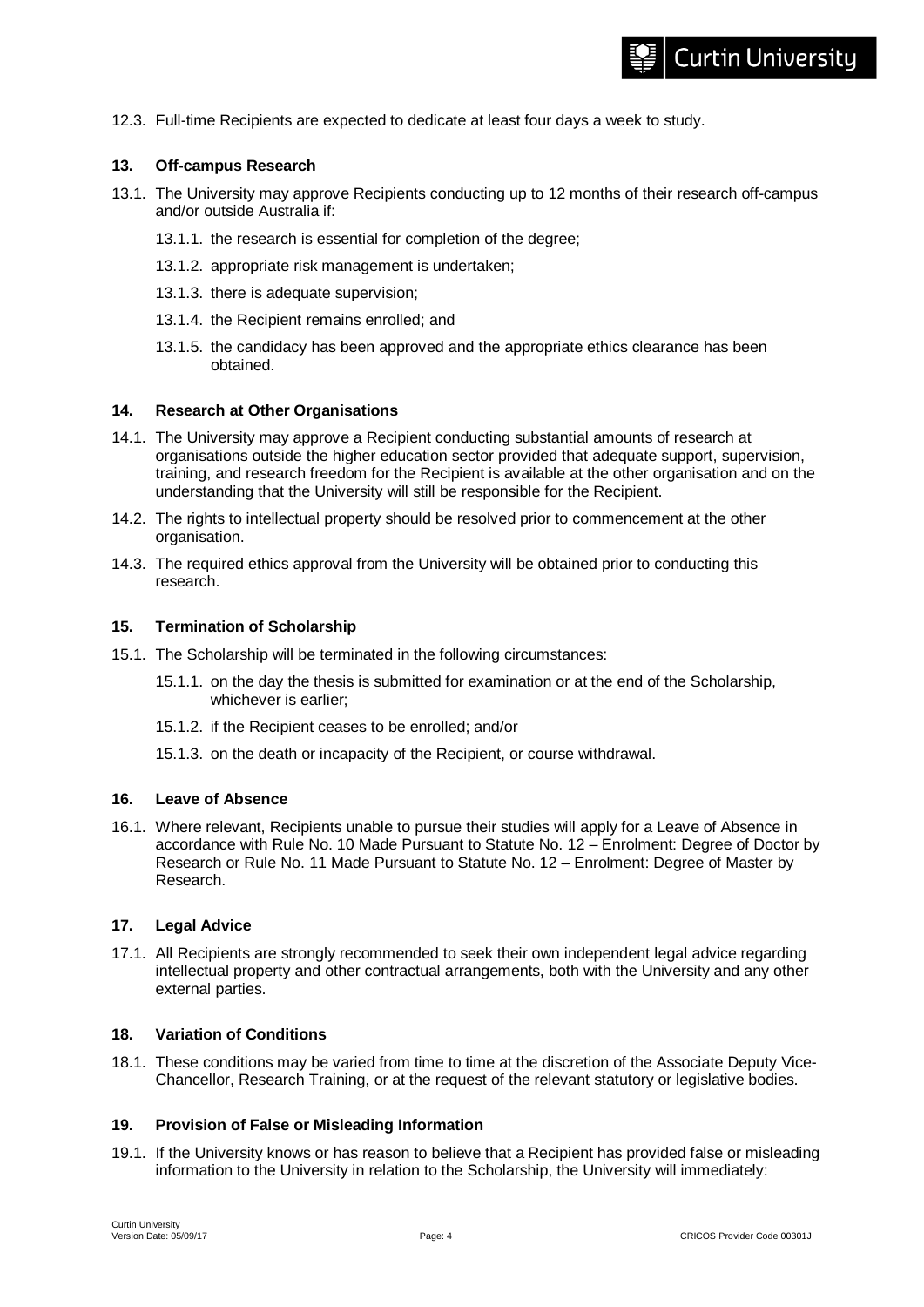12.3. Full-time Recipients are expected to dedicate at least four days a week to study.

## 13. Off-campus Research

13.1. The University may approve Recipients conducting up to 12 months of their research off-campus and/or outside Australia if:

- 13.1.1. the research is essential for completion of the degree;
- 13.1.2. appropriate risk management is undertaken;
- 13.1.3. there is adequate supervision;
- 13.1.4. the Recipient remains enrolled; and
- 13.1.5. the candidacy has been approved and the appropriate ethics clearance has been obtained.

## 14. Research at Other Organisations

14.1. The University may approve a Recipient conducting substantial amounts of research at organisations outside the higher education sector provided that adequate support, supervision, training, and research freedom for the Recipient is available at the other organisation and on the understanding that the University will still be responsible for the Recipient.

14.2. The rights to intellectual property should be resolved prior to commencement at the other organisation.

14.3. The required ethics approval from the University will be obtained prior to conducting this research.

## 15. Termination of Scholarship

15.1. The Scholarship will be terminated in the following circumstances:

- 15.1.1. on the day the thesis is submitted for examination or at the end of the Scholarship, whichever is earlier;
- 15.1.2. if the Recipient ceases to be enrolled; and/or
- 15.1.3. on the death or incapacity of the Recipient, or course withdrawal.

## 16. Leave of Absence

16.1. Where relevant, Recipients unable to pursue their studies will apply for a Leave of Absence in accordance with Rule No. 10 Made Pursuant to Statute No. 12 – Enrolment: Degree of Doctor by Research or Rule No. 11 Made Pursuant to Statute No. 12 – Enrolment: Degree of Master by Research.

## 17. Legal Advice

17.1. All Recipients are strongly recommended to seek their own independent legal advice regarding intellectual property and other contractual arrangements, both with the University and any other external parties.

## 18. Variation of Conditions

18.1. These conditions may be varied from time to time at the discretion of the Associate Deputy Vice-Chancellor, Research Training, or at the request of the relevant statutory or legislative bodies.

## 19. Provision of False or Misleading Information

19.1. If the University knows or has reason to believe that a Recipient has provided false or misleading information to the University in relation to the Scholarship, the University will immediately: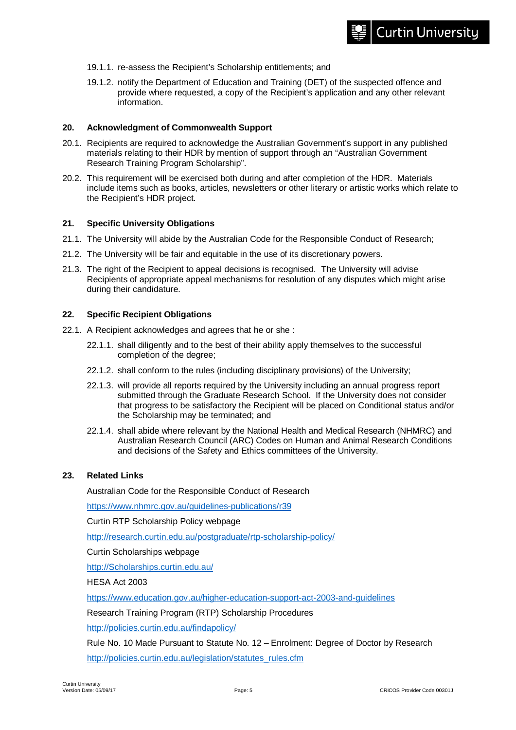19.1.1. re-assess the Recipient's Scholarship entitlements; and

19.1.2. notify the Department of Education and Training (DET) of the suspected offence and provide where requested, a copy of the Recipient's application and any other relevant information.

**20. Acknowledgment of Commonwealth Support**

20.1. Recipients are required to acknowledge the Australian Government's support in any published materials relating to their HDR by mention of support through an "Australian Government Research Training Program Scholarship".

20.2. This requirement will be exercised both during and after completion of the HDR. Materials include items such as books, articles, newsletters or other literary or artistic works which relate to the Recipient's HDR project.

**21. Specific University Obligations**

21.1. The University will abide by the Australian Code for the Responsible Conduct of Research;

21.2. The University will be fair and equitable in the use of its discretionary powers.

21.3. The right of the Recipient to appeal decisions is recognised. The University will advise Recipients of appropriate appeal mechanisms for resolution of any disputes which might arise during their candidature.

**22. Specific Recipient Obligations**

22.1. A Recipient acknowledges and agrees that he or she :

22.1.1. shall diligently and to the best of their ability apply themselves to the successful completion of the degree;

22.1.2. shall conform to the rules (including disciplinary provisions) of the University;

22.1.3. will provide all reports required by the University including an annual progress report submitted through the Graduate Research School. If the University does not consider that progress to be satisfactory the Recipient will be placed on Conditional status and/or the Scholarship may be terminated; and

22.1.4. shall abide where relevant by the National Health and Medical Research (NHMRC) and Australian Research Council (ARC) Codes on Human and Animal Research Conditions and decisions of the Safety and Ethics committees of the University.

**23. Related Links**

Australian Code for the Responsible Conduct of Research

https://www.nhmrc.gov.au/guidelines-publications/r39

Curtin RTP Scholarship Policy webpage

http://research.curtin.edu.au/postgraduate/rtp-scholarship-policy/

Curtin Scholarships webpage

http://Scholarships.curtin.edu.au/

HESA Act 2003

https://www.education.gov.au/higher-education-support-act-2003-and-guidelines

Research Training Program (RTP) Scholarship Procedures

http://policies.curtin.edu.au/findapolicy/

Rule No. 10 Made Pursuant to Statute No. 12 – Enrolment: Degree of Doctor by Research

http://policies.curtin.edu.au/legislation/statutes_rules.cfm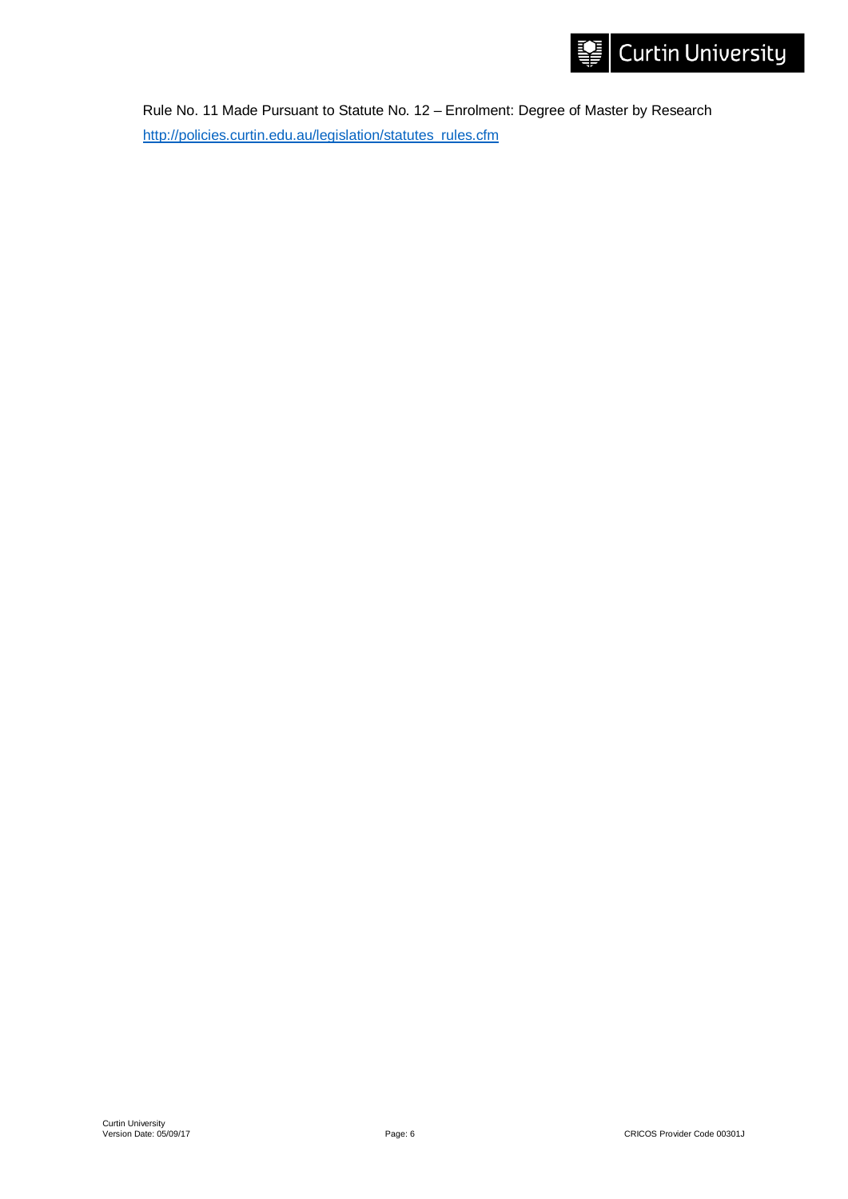Rule No. 11 Made Pursuant to Statute No. 12 – Enrolment: Degree of Master by Research
http://policies.curtin.edu.au/legislation/statutes_rules.cfm